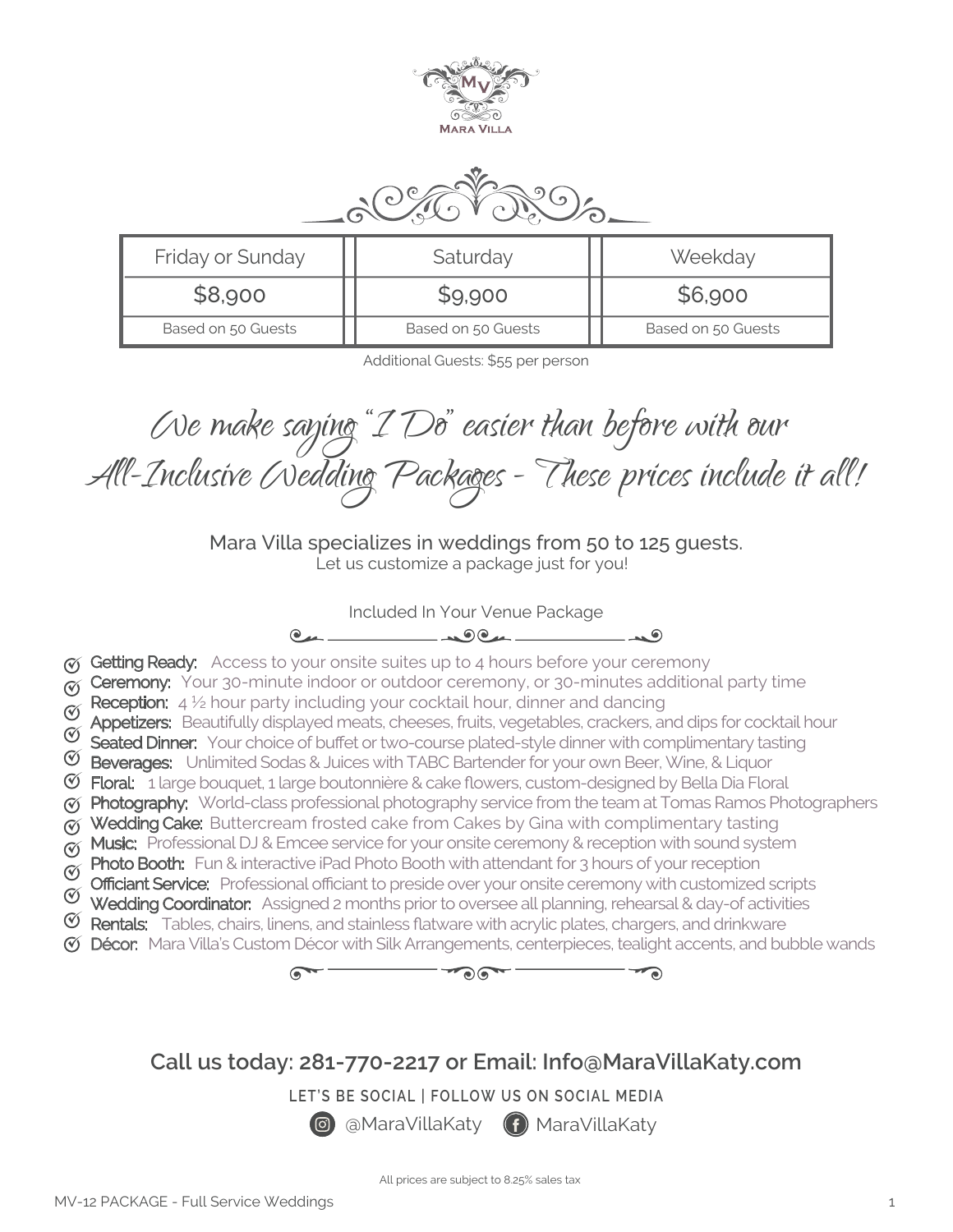Mara Villa

| Friday or Sunday | Saturday | Weekday |
| --- | --- | --- |
| $8,900 | $9,900 | $6,900 |
| Based on 50 Guests | Based on 50 Guests | Based on 50 Guests |

Additional Guests: $55 per person

## *We make saying "I Do" easier than before with our All-Inclusive Wedding Packages - These prices include it all!*

Mara Villa specializes in weddings from 50 to 125 guests.
Let us customize a package just for you!

### Included In Your Venue Package

- **Getting Ready:** Access to your onsite suites up to 4 hours before your ceremony
- **Ceremony:** Your 30-minute indoor or outdoor ceremony, or 30-minutes additional party time
- **Reception:** 4 ½ hour party including your cocktail hour, dinner and dancing
- **Appetizers:** Beautifully displayed meats, cheeses, fruits, vegetables, crackers, and dips for cocktail hour
- **Seated Dinner:** Your choice of buffet or two-course plated-style dinner with complimentary tasting
- **Beverages:** Unlimited Sodas & Juices with TABC Bartender for your own Beer, Wine, & Liquor
- **Floral:** 1 large bouquet, 1 large boutonnière & cake flowers, custom-designed by Bella Dia Floral
- **Photography:** World-class professional photography service from the team at Tomas Ramos Photographers
- **Wedding Cake:** Buttercream frosted cake from Cakes by Gina with complimentary tasting
- **Music:** Professional DJ & Emcee service for your onsite ceremony & reception with sound system
- **Photo Booth:** Fun & interactive iPad Photo Booth with attendant for 3 hours of your reception
- **Officiant Service:** Professional officiant to preside over your onsite ceremony with customized scripts
- **Wedding Coordinator:** Assigned 2 months prior to oversee all planning, rehearsal & day-of activities
- **Rentals:** Tables, chairs, linens, and stainless flatware with acrylic plates, chargers, and drinkware
- **Décor:** Mara Villa's Custom Décor with Silk Arrangements, centerpieces, tealight accents, and bubble wands

**Call us today: 281-770-2217 or Email: Info@MaraVillaKaty.com**

LET'S BE SOCIAL | FOLLOW US ON SOCIAL MEDIA

@MaraVillaKaty MaraVillaKaty

All prices are subject to 8.25% sales tax

MV-12 PACKAGE - Full Service Weddings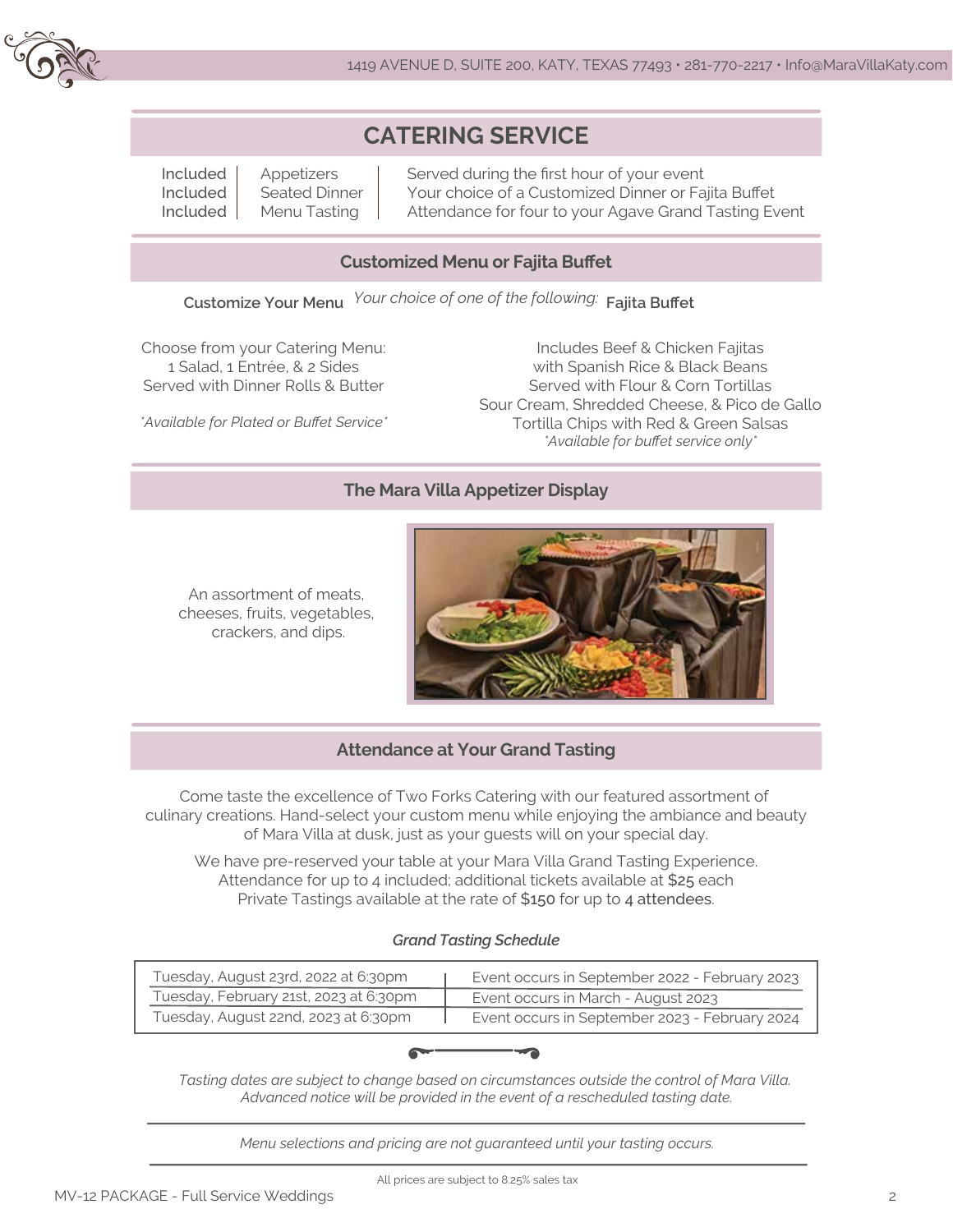## CATERING SERVICE

| | | |
|---|---|---|
| Included | Appetizers | Served during the first hour of your event |
| Included | Seated Dinner | Your choice of a Customized Dinner or Fajita Buffet |
| Included | Menu Tasting | Attendance for four to your Agave Grand Tasting Event |

### Customized Menu or Fajita Buffet

*Your choice of one of the following:*

**Customize Your Menu**

Choose from your Catering Menu:
1 Salad, 1 Entrée, & 2 Sides
Served with Dinner Rolls & Butter

*\*Available for Plated or Buffet Service\**

**Fajita Buffet**

Includes Beef & Chicken Fajitas
with Spanish Rice & Black Beans
Served with Flour & Corn Tortillas
Sour Cream, Shredded Cheese, & Pico de Gallo
Tortilla Chips with Red & Green Salsas
*\*Available for buffet service only\**

### The Mara Villa Appetizer Display

An assortment of meats, cheeses, fruits, vegetables, crackers, and dips.

### Attendance at Your Grand Tasting

Come taste the excellence of Two Forks Catering with our featured assortment of culinary creations. Hand-select your custom menu while enjoying the ambiance and beauty of Mara Villa at dusk, just as your guests will on your special day.

We have pre-reserved your table at your Mara Villa Grand Tasting Experience.
Attendance for up to 4 included; additional tickets available at $25 each
Private Tastings available at the rate of $150 for up to 4 attendees.

***Grand Tasting Schedule***

| Tasting Date | Event Dates |
|---|---|
| Tuesday, August 23rd, 2022 at 6:30pm | Event occurs in September 2022 - February 2023 |
| Tuesday, February 21st, 2023 at 6:30pm | Event occurs in March - August 2023 |
| Tuesday, August 22nd, 2023 at 6:30pm | Event occurs in September 2023 - February 2024 |

*Tasting dates are subject to change based on circumstances outside the control of Mara Villa. Advanced notice will be provided in the event of a rescheduled tasting date.*

*Menu selections and pricing are not guaranteed until your tasting occurs.*

All prices are subject to 8.25% sales tax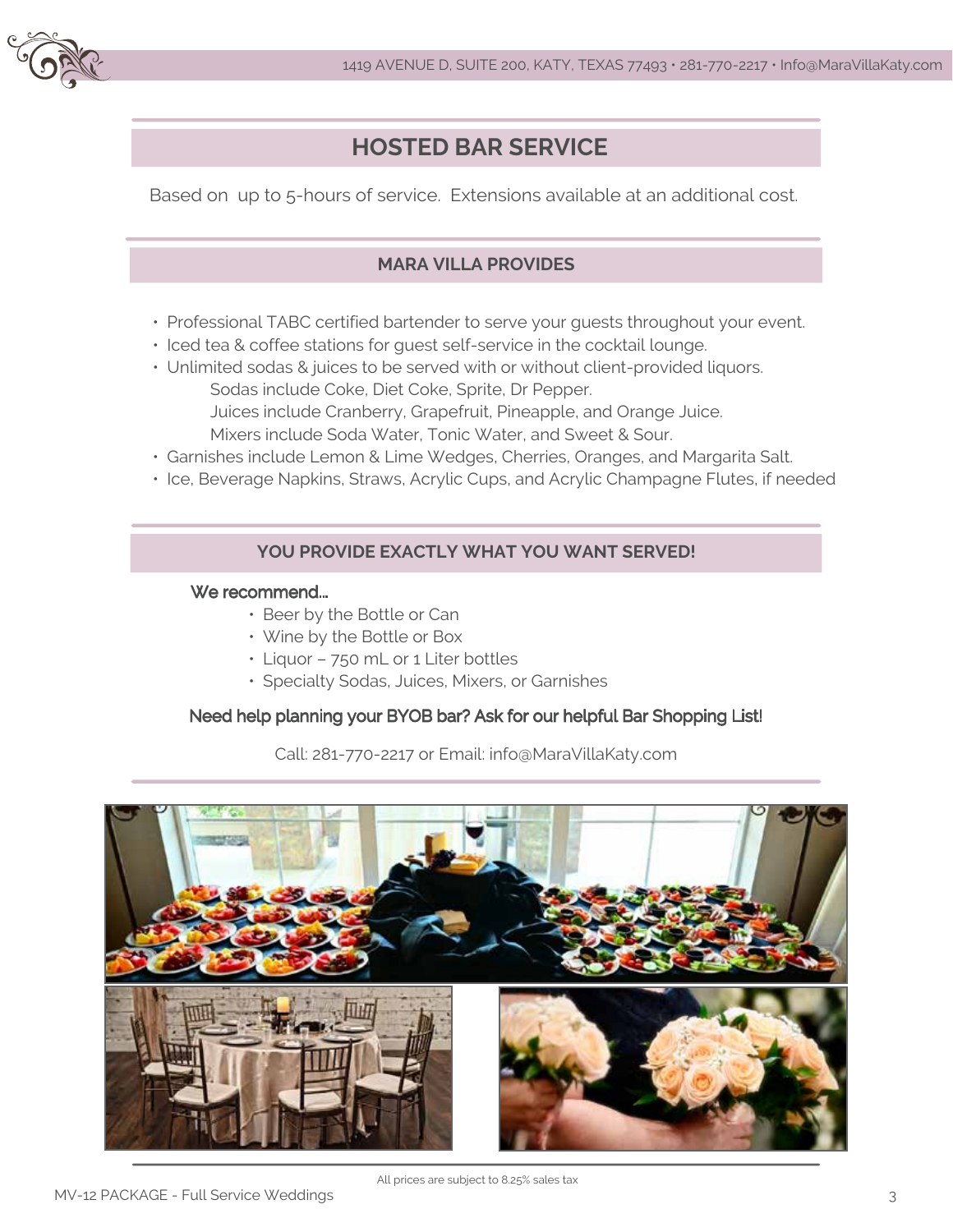## HOSTED BAR SERVICE

Based on up to 5-hours of service. Extensions available at an additional cost.

### MARA VILLA PROVIDES

- Professional TABC certified bartender to serve your guests throughout your event.
- Iced tea & coffee stations for guest self-service in the cocktail lounge.
- Unlimited sodas & juices to be served with or without client-provided liquors.
  Sodas include Coke, Diet Coke, Sprite, Dr Pepper.
  Juices include Cranberry, Grapefruit, Pineapple, and Orange Juice.
  Mixers include Soda Water, Tonic Water, and Sweet & Sour.
- Garnishes include Lemon & Lime Wedges, Cherries, Oranges, and Margarita Salt.
- Ice, Beverage Napkins, Straws, Acrylic Cups, and Acrylic Champagne Flutes, if needed

### YOU PROVIDE EXACTLY WHAT YOU WANT SERVED!

We recommend...

- Beer by the Bottle or Can
- Wine by the Bottle or Box
- Liquor – 750 mL or 1 Liter bottles
- Specialty Sodas, Juices, Mixers, or Garnishes

**Need help planning your BYOB bar? Ask for our helpful Bar Shopping List!**

Call: 281-770-2217 or Email: info@MaraVillaKaty.com

All prices are subject to 8.25% sales tax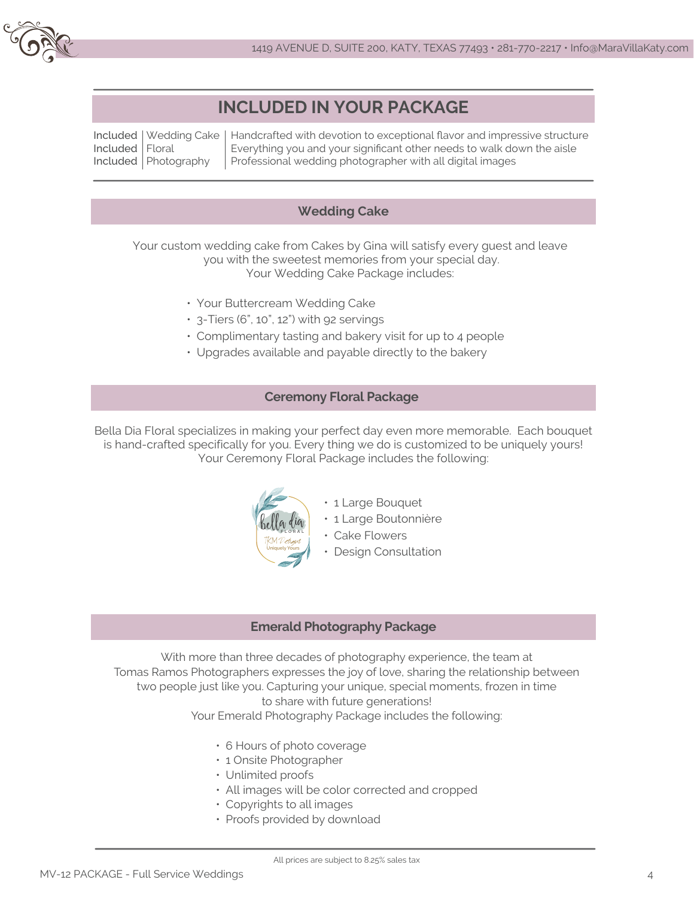## INCLUDED IN YOUR PACKAGE

| | | |
|---|---|---|
| Included | Wedding Cake | Handcrafted with devotion to exceptional flavor and impressive structure |
| Included | Floral | Everything you and your significant other needs to walk down the aisle |
| Included | Photography | Professional wedding photographer with all digital images |

### Wedding Cake

Your custom wedding cake from Cakes by Gina will satisfy every guest and leave you with the sweetest memories from your special day.
Your Wedding Cake Package includes:

- Your Buttercream Wedding Cake
- 3-Tiers (6", 10", 12") with 92 servings
- Complimentary tasting and bakery visit for up to 4 people
- Upgrades available and payable directly to the bakery

### Ceremony Floral Package

Bella Dia Floral specializes in making your perfect day even more memorable. Each bouquet is hand-crafted specifically for you. Every thing we do is customized to be uniquely yours!
Your Ceremony Floral Package includes the following:

- 1 Large Bouquet
- 1 Large Boutonnière
- Cake Flowers
- Design Consultation

### Emerald Photography Package

With more than three decades of photography experience, the team at Tomas Ramos Photographers expresses the joy of love, sharing the relationship between two people just like you. Capturing your unique, special moments, frozen in time to share with future generations!
Your Emerald Photography Package includes the following:

- 6 Hours of photo coverage
- 1 Onsite Photographer
- Unlimited proofs
- All images will be color corrected and cropped
- Copyrights to all images
- Proofs provided by download

All prices are subject to 8.25% sales tax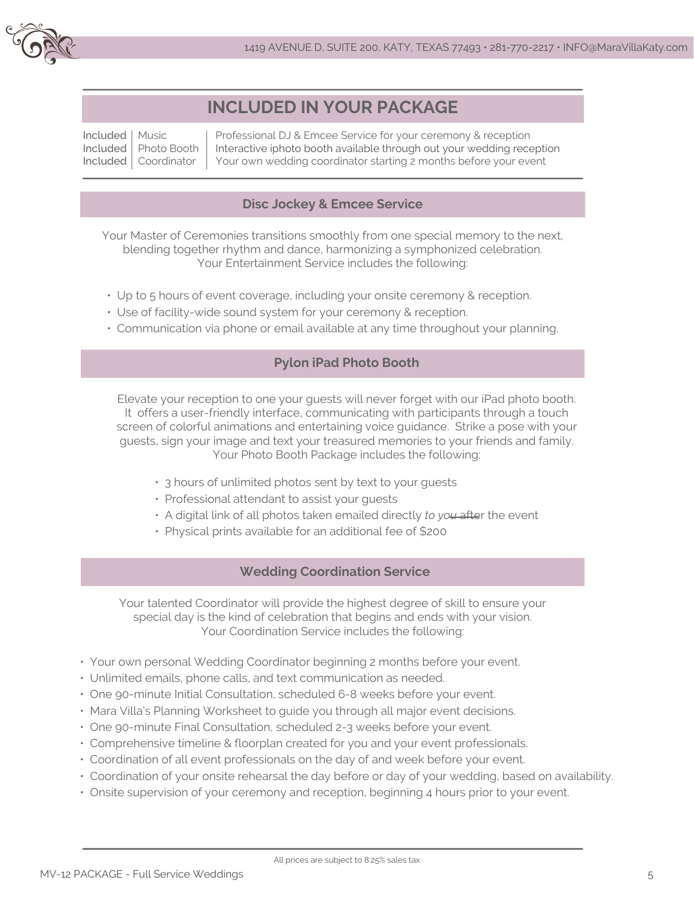## INCLUDED IN YOUR PACKAGE

| | | |
|---|---|---|
| Included | Music | Professional DJ & Emcee Service for your ceremony & reception |
| Included | Photo Booth | Interactive iphoto booth available through out your wedding reception |
| Included | Coordinator | Your own wedding coordinator starting 2 months before your event |

### Disc Jockey & Emcee Service

Your Master of Ceremonies transitions smoothly from one special memory to the next, blending together rhythm and dance, harmonizing a symphonized celebration. Your Entertainment Service includes the following:

- Up to 5 hours of event coverage, including your onsite ceremony & reception.
- Use of facility-wide sound system for your ceremony & reception.
- Communication via phone or email available at any time throughout your planning.

### Pylon iPad Photo Booth

Elevate your reception to one your guests will never forget with our iPad photo booth. It offers a user-friendly interface, communicating with participants through a touch screen of colorful animations and entertaining voice guidance. Strike a pose with your guests, sign your image and text your treasured memories to your friends and family. Your Photo Booth Package includes the following:

- 3 hours of unlimited photos sent by text to your guests
- Professional attendant to assist your guests
- A digital link of all photos taken emailed directly *to you after* the event
- Physical prints available for an additional fee of $200

### Wedding Coordination Service

Your talented Coordinator will provide the highest degree of skill to ensure your special day is the kind of celebration that begins and ends with your vision. Your Coordination Service includes the following:

- Your own personal Wedding Coordinator beginning 2 months before your event.
- Unlimited emails, phone calls, and text communication as needed.
- One 90-minute Initial Consultation, scheduled 6-8 weeks before your event.
- Mara Villa's Planning Worksheet to guide you through all major event decisions.
- One 90-minute Final Consultation, scheduled 2-3 weeks before your event.
- Comprehensive timeline & floorplan created for you and your event professionals.
- Coordination of all event professionals on the day of and week before your event.
- Coordination of your onsite rehearsal the day before or day of your wedding, based on availability.
- Onsite supervision of your ceremony and reception, beginning 4 hours prior to your event.

All prices are subject to 8.25% sales tax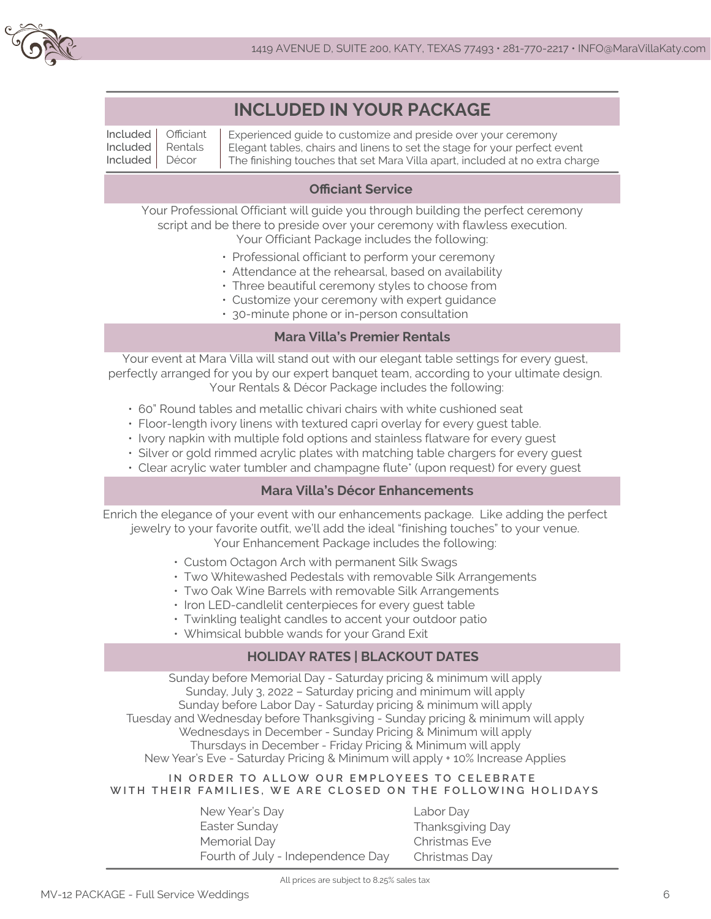## INCLUDED IN YOUR PACKAGE

| | | |
|---|---|---|
| Included | Officiant | Experienced guide to customize and preside over your ceremony |
| Included | Rentals | Elegant tables, chairs and linens to set the stage for your perfect event |
| Included | Décor | The finishing touches that set Mara Villa apart, included at no extra charge |

### Officiant Service

Your Professional Officiant will guide you through building the perfect ceremony script and be there to preside over your ceremony with flawless execution.
Your Officiant Package includes the following:

- Professional officiant to perform your ceremony
- Attendance at the rehearsal, based on availability
- Three beautiful ceremony styles to choose from
- Customize your ceremony with expert guidance
- 30-minute phone or in-person consultation

### Mara Villa's Premier Rentals

Your event at Mara Villa will stand out with our elegant table settings for every guest, perfectly arranged for you by our expert banquet team, according to your ultimate design.
Your Rentals & Décor Package includes the following:

- 60" Round tables and metallic chivari chairs with white cushioned seat
- Floor-length ivory linens with textured capri overlay for every guest table.
- Ivory napkin with multiple fold options and stainless flatware for every guest
- Silver or gold rimmed acrylic plates with matching table chargers for every guest
- Clear acrylic water tumbler and champagne flute* (upon request) for every guest

### Mara Villa's Décor Enhancements

Enrich the elegance of your event with our enhancements package. Like adding the perfect jewelry to your favorite outfit, we'll add the ideal "finishing touches" to your venue.
Your Enhancement Package includes the following:

- Custom Octagon Arch with permanent Silk Swags
- Two Whitewashed Pedestals with removable Silk Arrangements
- Two Oak Wine Barrels with removable Silk Arrangements
- Iron LED-candlelit centerpieces for every guest table
- Twinkling tealight candles to accent your outdoor patio
- Whimsical bubble wands for your Grand Exit

### HOLIDAY RATES | BLACKOUT DATES

Sunday before Memorial Day - Saturday pricing & minimum will apply
Sunday, July 3, 2022 – Saturday pricing and minimum will apply
Sunday before Labor Day - Saturday pricing & minimum will apply
Tuesday and Wednesday before Thanksgiving - Sunday pricing & minimum will apply
Wednesdays in December - Sunday Pricing & Minimum will apply
Thursdays in December - Friday Pricing & Minimum will apply
New Year's Eve - Saturday Pricing & Minimum will apply + 10% Increase Applies

**IN ORDER TO ALLOW OUR EMPLOYEES TO CELEBRATE WITH THEIR FAMILIES, WE ARE CLOSED ON THE FOLLOWING HOLIDAYS**

- New Year's Day
- Easter Sunday
- Memorial Day
- Fourth of July - Independence Day
- Labor Day
- Thanksgiving Day
- Christmas Eve
- Christmas Day

All prices are subject to 8.25% sales tax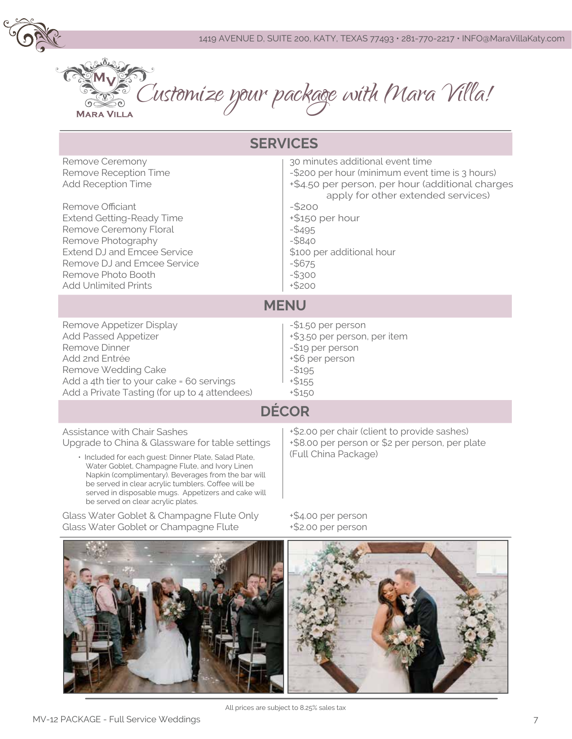# Customize your package with Mara Villa!

## SERVICES

| | |
|---|---|
| Remove Ceremony | 30 minutes additional event time |
| Remove Reception Time | -$200 per hour (minimum event time is 3 hours) |
| Add Reception Time | +$4.50 per person, per hour (additional charges apply for other extended services) |
| Remove Officiant | -$200 |
| Extend Getting-Ready Time | +$150 per hour |
| Remove Ceremony Floral | -$495 |
| Remove Photography | -$840 |
| Extend DJ and Emcee Service | $100 per additional hour |
| Remove DJ and Emcee Service | -$675 |
| Remove Photo Booth | -$300 |
| Add Unlimited Prints | +$200 |

## MENU

| | |
|---|---|
| Remove Appetizer Display | -$1.50 per person |
| Add Passed Appetizer | +$3.50 per person, per item |
| Remove Dinner | -$19 per person |
| Add 2nd Entrée | +$6 per person |
| Remove Wedding Cake | -$195 |
| Add a 4th tier to your cake = 60 servings | +$155 |
| Add a Private Tasting (for up to 4 attendees) | +$150 |

## DÉCOR

| | |
|---|---|
| Assistance with Chair Sashes | +$2.00 per chair (client to provide sashes) |
| Upgrade to China & Glassware for table settings | +$8.00 per person or $2 per person, per plate (Full China Package) |

- Included for each guest: Dinner Plate, Salad Plate, Water Goblet, Champagne Flute, and Ivory Linen Napkin (complimentary). Beverages from the bar will be served in clear acrylic tumblers. Coffee will be served in disposable mugs. Appetizers and cake will be served on clear acrylic plates.

| | |
|---|---|
| Glass Water Goblet & Champagne Flute Only | +$4.00 per person |
| Glass Water Goblet or Champagne Flute | +$2.00 per person |

All prices are subject to 8.25% sales tax